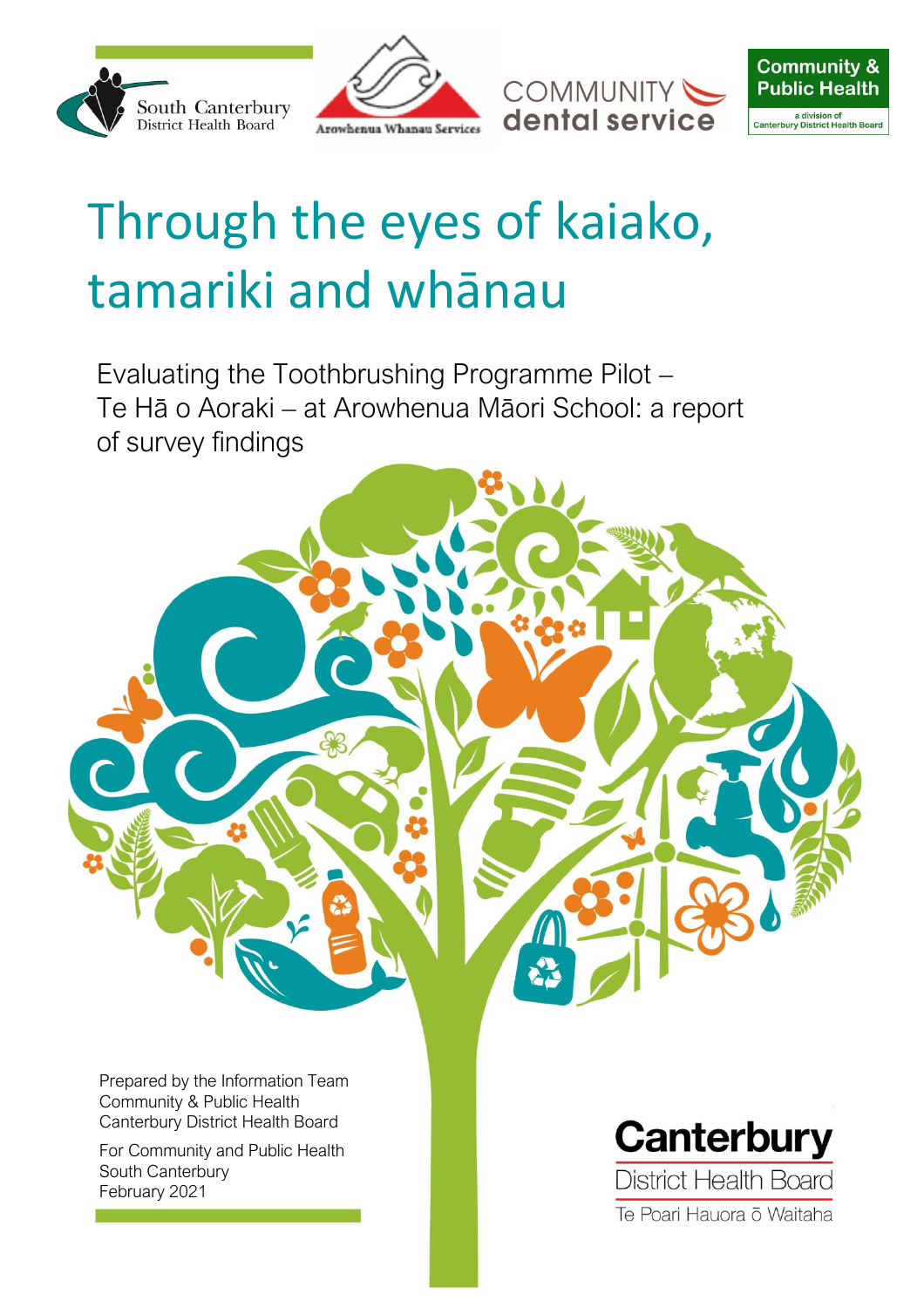South Canterbury District Health Board

Arowhenua Whanau Services

COMMUNITY dental service

Community & Public Health
a division of Canterbury District Health Board

# Through the eyes of kaiako, tamariki and whānau

Evaluating the Toothbrushing Programme Pilot – Te Hā o Aoraki – at Arowhenua Māori School: a report of survey findings

Prepared by the Information Team
Community & Public Health
Canterbury District Health Board

For Community and Public Health
South Canterbury
February 2021

Canterbury
District Health Board
Te Poari Hauora ō Waitaha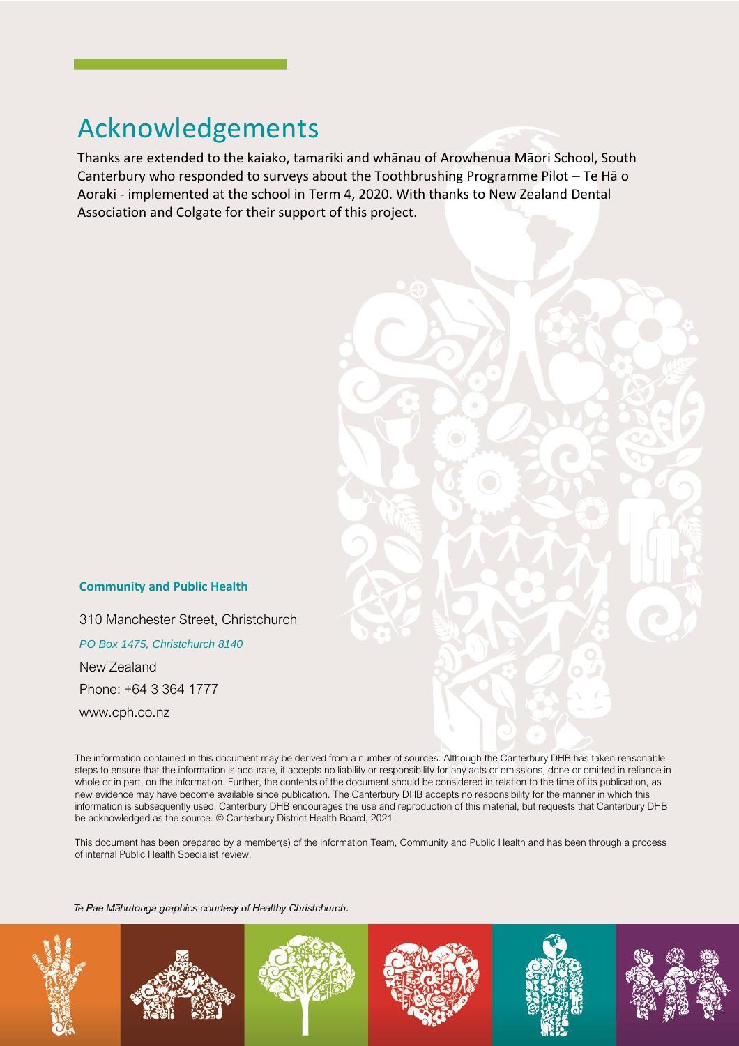# Acknowledgements

Thanks are extended to the kaiako, tamariki and whānau of Arowhenua Māori School, South Canterbury who responded to surveys about the Toothbrushing Programme Pilot – Te Hā o Aoraki - implemented at the school in Term 4, 2020. With thanks to New Zealand Dental Association and Colgate for their support of this project.

**Community and Public Health**

310 Manchester Street, Christchurch

*PO Box 1475, Christchurch 8140*

New Zealand

Phone: +64 3 364 1777

www.cph.co.nz

The information contained in this document may be derived from a number of sources. Although the Canterbury DHB has taken reasonable steps to ensure that the information is accurate, it accepts no liability or responsibility for any acts or omissions, done or omitted in reliance in whole or in part, on the information. Further, the contents of the document should be considered in relation to the time of its publication, as new evidence may have become available since publication. The Canterbury DHB accepts no responsibility for the manner in which this information is subsequently used. Canterbury DHB encourages the use and reproduction of this material, but requests that Canterbury DHB be acknowledged as the source. © Canterbury District Health Board, 2021

This document has been prepared by a member(s) of the Information Team, Community and Public Health and has been through a process of internal Public Health Specialist review.

*Te Pae Māhutonga graphics courtesy of Healthy Christchurch.*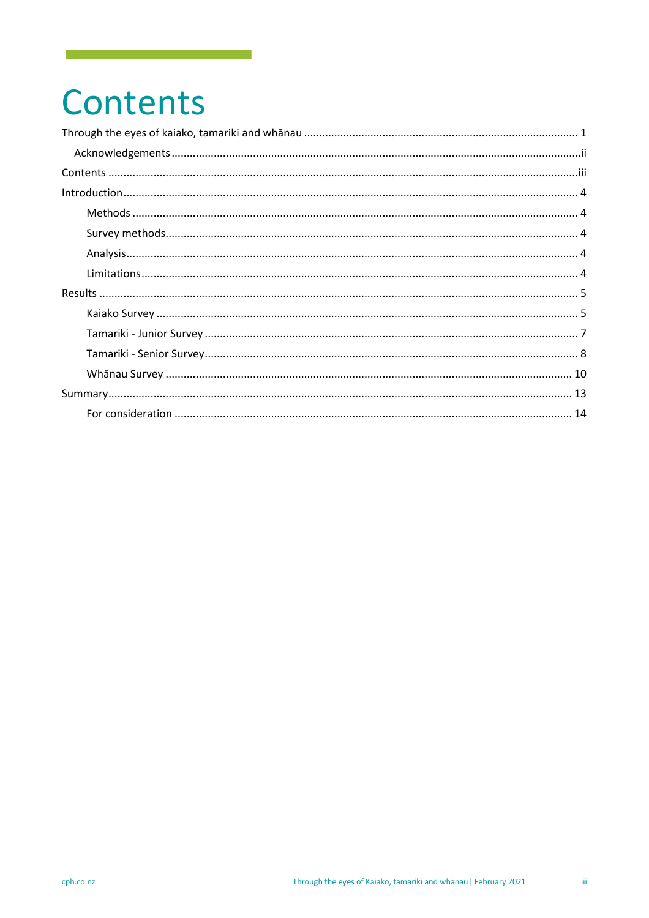# Contents

Through the eyes of kaiako, tamariki and whānau ........................................................................................ 1

Acknowledgements ...................................................................................................................................ii

Contents .........................................................................................................................................................iii

Introduction .................................................................................................................................................... 4

Methods ............................................................................................................................................... 4

Survey methods..................................................................................................................................... 4

Analysis.................................................................................................................................................. 4

Limitations ............................................................................................................................................ 4

Results ............................................................................................................................................................ 5

Kaiako Survey ........................................................................................................................................ 5

Tamariki - Junior Survey ........................................................................................................................ 7

Tamariki - Senior Survey......................................................................................................................... 8

Whānau Survey .................................................................................................................................... 10

Summary....................................................................................................................................................... 13

For consideration ................................................................................................................................. 14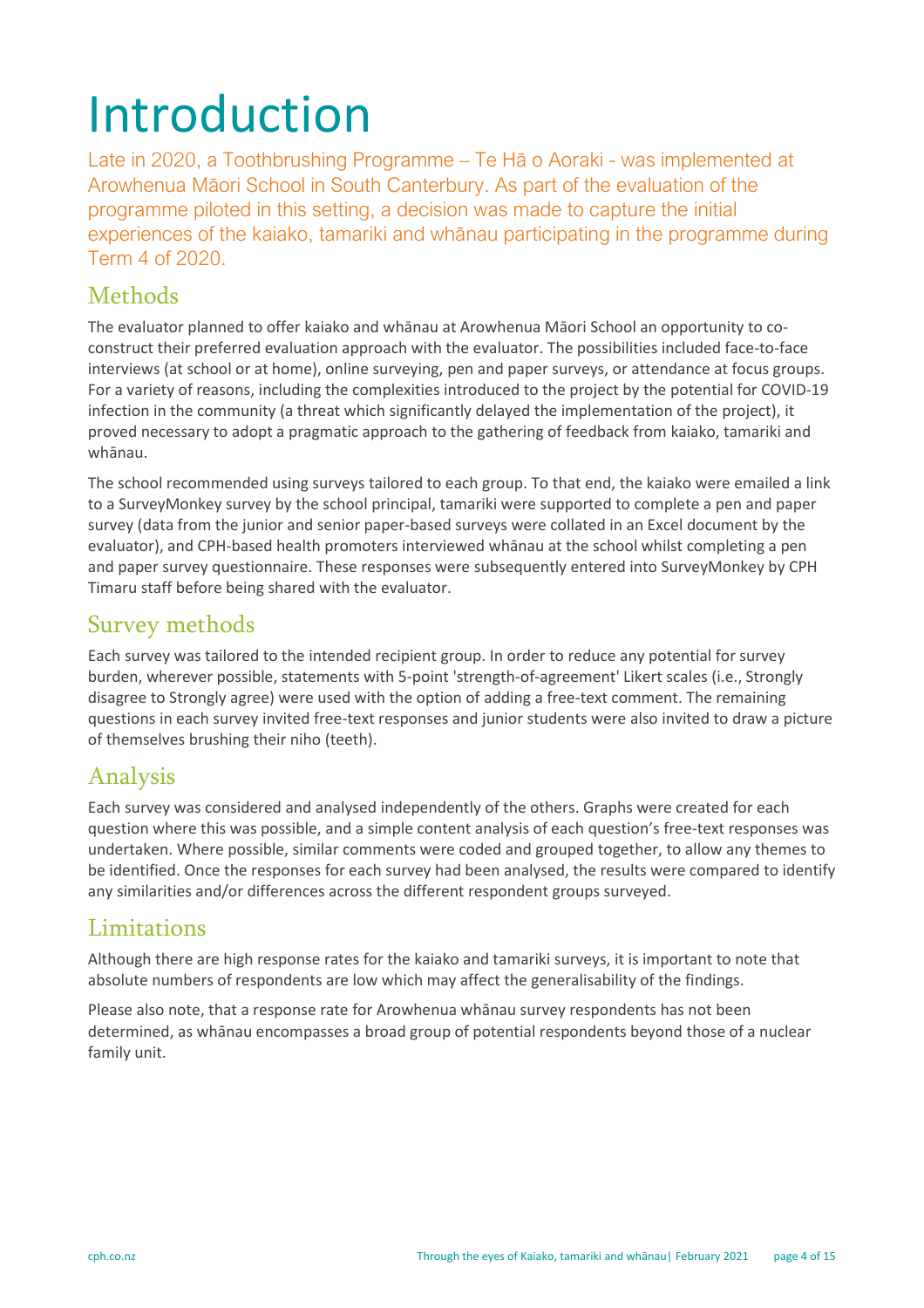# Introduction

Late in 2020, a Toothbrushing Programme – Te Hā o Aoraki - was implemented at Arowhenua Māori School in South Canterbury. As part of the evaluation of the programme piloted in this setting, a decision was made to capture the initial experiences of the kaiako, tamariki and whānau participating in the programme during Term 4 of 2020.

## Methods

The evaluator planned to offer kaiako and whānau at Arowhenua Māori School an opportunity to co-construct their preferred evaluation approach with the evaluator. The possibilities included face-to-face interviews (at school or at home), online surveying, pen and paper surveys, or attendance at focus groups. For a variety of reasons, including the complexities introduced to the project by the potential for COVID-19 infection in the community (a threat which significantly delayed the implementation of the project), it proved necessary to adopt a pragmatic approach to the gathering of feedback from kaiako, tamariki and whānau.

The school recommended using surveys tailored to each group. To that end, the kaiako were emailed a link to a SurveyMonkey survey by the school principal, tamariki were supported to complete a pen and paper survey (data from the junior and senior paper-based surveys were collated in an Excel document by the evaluator), and CPH-based health promoters interviewed whānau at the school whilst completing a pen and paper survey questionnaire. These responses were subsequently entered into SurveyMonkey by CPH Timaru staff before being shared with the evaluator.

## Survey methods

Each survey was tailored to the intended recipient group. In order to reduce any potential for survey burden, wherever possible, statements with 5-point 'strength-of-agreement' Likert scales (i.e., Strongly disagree to Strongly agree) were used with the option of adding a free-text comment. The remaining questions in each survey invited free-text responses and junior students were also invited to draw a picture of themselves brushing their niho (teeth).

## Analysis

Each survey was considered and analysed independently of the others. Graphs were created for each question where this was possible, and a simple content analysis of each question's free-text responses was undertaken. Where possible, similar comments were coded and grouped together, to allow any themes to be identified. Once the responses for each survey had been analysed, the results were compared to identify any similarities and/or differences across the different respondent groups surveyed.

## Limitations

Although there are high response rates for the kaiako and tamariki surveys, it is important to note that absolute numbers of respondents are low which may affect the generalisability of the findings.

Please also note, that a response rate for Arowhenua whānau survey respondents has not been determined, as whānau encompasses a broad group of potential respondents beyond those of a nuclear family unit.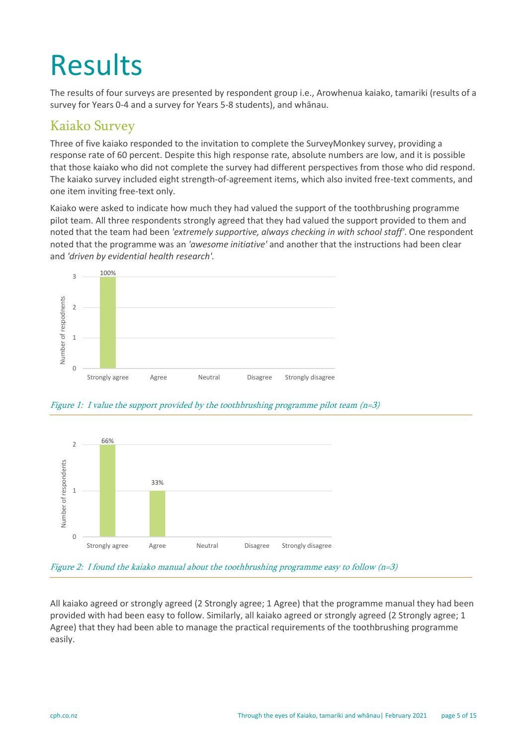# Results

The results of four surveys are presented by respondent group i.e., Arowhenua kaiako, tamariki (results of a survey for Years 0-4 and a survey for Years 5-8 students), and whānau.

## Kaiako Survey

Three of five kaiako responded to the invitation to complete the SurveyMonkey survey, providing a response rate of 60 percent. Despite this high response rate, absolute numbers are low, and it is possible that those kaiako who did not complete the survey had different perspectives from those who did respond. The kaiako survey included eight strength-of-agreement items, which also invited free-text comments, and one item inviting free-text only.

Kaiako were asked to indicate how much they had valued the support of the toothbrushing programme pilot team. All three respondents strongly agreed that they had valued the support provided to them and noted that the team had been *'extremely supportive, always checking in with school staff'*. One respondent noted that the programme was an *'awesome initiative'* and another that the instructions had been clear and *'driven by evidential health research'*.

| Response | Number of respodnents | % |
|---|---|---|
| Strongly agree | 3 | 100% |
| Agree | 0 | |
| Neutral | 0 | |
| Disagree | 0 | |
| Strongly disagree | 0 | |

*Figure 1: I value the support provided by the toothbrushing programme pilot team (n=3)*

| Response | Number of respondents | % |
|---|---|---|
| Strongly agree | 2 | 66% |
| Agree | 1 | 33% |
| Neutral | 0 | |
| Disagree | 0 | |
| Strongly disagree | 0 | |

*Figure 2: I found the kaiako manual about the toothbrushing programme easy to follow (n=3)*

All kaiako agreed or strongly agreed (2 Strongly agree; 1 Agree) that the programme manual they had been provided with had been easy to follow. Similarly, all kaiako agreed or strongly agreed (2 Strongly agree; 1 Agree) that they had been able to manage the practical requirements of the toothbrushing programme easily.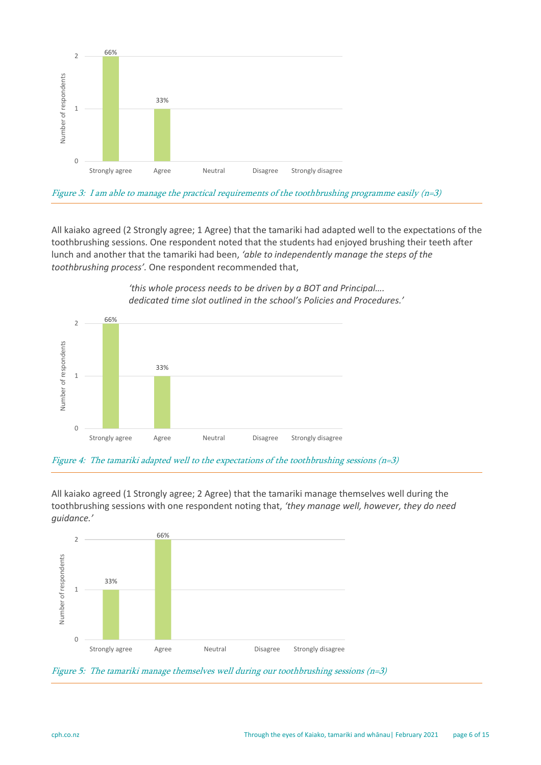Figure 3: I am able to manage the practical requirements of the toothbrushing programme easily (n=3)

All kaiako agreed (2 Strongly agree; 1 Agree) that the tamariki had adapted well to the expectations of the toothbrushing sessions. One respondent noted that the students had enjoyed brushing their teeth after lunch and another that the tamariki had been, *'able to independently manage the steps of the toothbrushing process'.* One respondent recommended that,

> *'this whole process needs to be driven by a BOT and Principal…. dedicated time slot outlined in the school's Policies and Procedures.'*

Figure 4: The tamariki adapted well to the expectations of the toothbrushing sessions (n=3)

All kaiako agreed (1 Strongly agree; 2 Agree) that the tamariki manage themselves well during the toothbrushing sessions with one respondent noting that, *'they manage well, however, they do need guidance.'*

Figure 5: The tamariki manage themselves well during our toothbrushing sessions (n=3)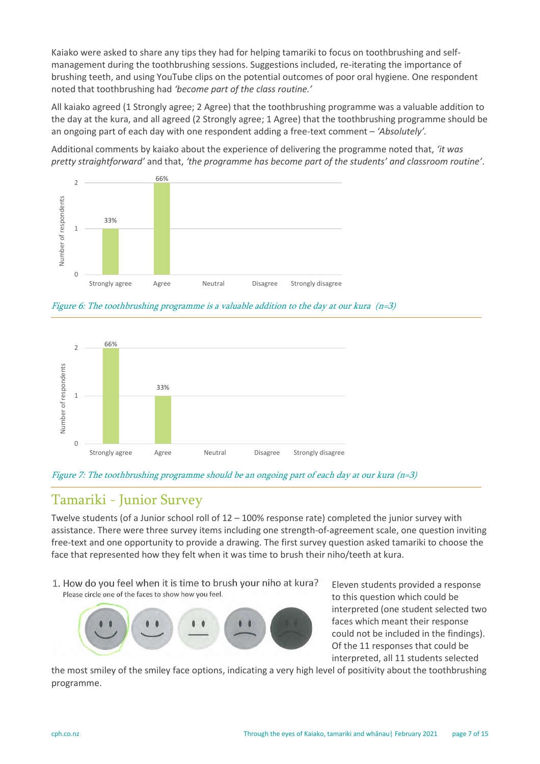Kaiako were asked to share any tips they had for helping tamariki to focus on toothbrushing and self-management during the toothbrushing sessions. Suggestions included, re-iterating the importance of brushing teeth, and using YouTube clips on the potential outcomes of poor oral hygiene. One respondent noted that toothbrushing had *'become part of the class routine.'*

All kaiako agreed (1 Strongly agree; 2 Agree) that the toothbrushing programme was a valuable addition to the day at the kura, and all agreed (2 Strongly agree; 1 Agree) that the toothbrushing programme should be an ongoing part of each day with one respondent adding a free-text comment – *'Absolutely'*.

Additional comments by kaiako about the experience of delivering the programme noted that, *'it was pretty straightforward'* and that, *'the programme has become part of the students' and classroom routine'*.

| Response | Number of respondents | Percentage |
|---|---|---|
| Strongly agree | 1 | 33% |
| Agree | 2 | 66% |
| Neutral | 0 | |
| Disagree | 0 | |
| Strongly disagree | 0 | |

*Figure 6: The toothbrushing programme is a valuable addition to the day at our kura (n=3)*

| Response | Number of respondents | Percentage |
|---|---|---|
| Strongly agree | 2 | 66% |
| Agree | 1 | 33% |
| Neutral | 0 | |
| Disagree | 0 | |
| Strongly disagree | 0 | |

*Figure 7: The toothbrushing programme should be an ongoing part of each day at our kura (n=3)*

## Tamariki - Junior Survey

Twelve students (of a Junior school roll of 12 – 100% response rate) completed the junior survey with assistance. There were three survey items including one strength-of-agreement scale, one question inviting free-text and one opportunity to provide a drawing. The first survey question asked tamariki to choose the face that represented how they felt when it was time to brush their niho/teeth at kura.

1. How do you feel when it is time to brush your niho at kura?
Please circle one of the faces to show how you feel.

Eleven students provided a response to this question which could be interpreted (one student selected two faces which meant their response could not be included in the findings). Of the 11 responses that could be interpreted, all 11 students selected the most smiley of the smiley face options, indicating a very high level of positivity about the toothbrushing programme.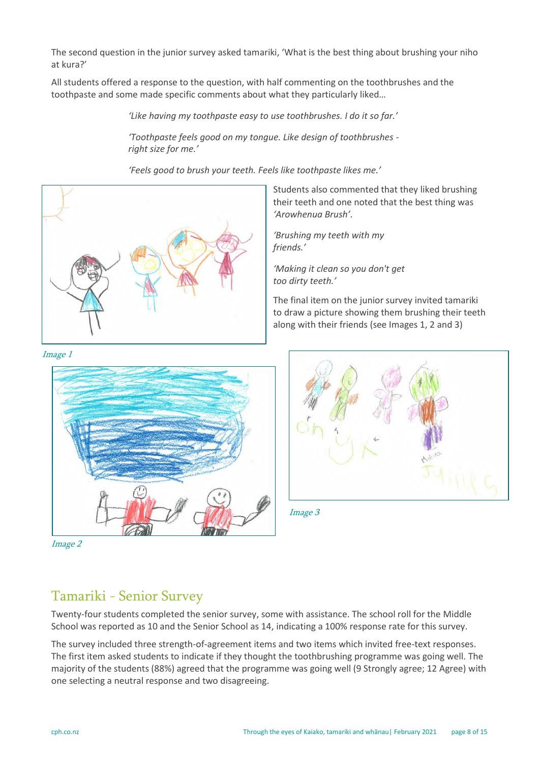The second question in the junior survey asked tamariki, 'What is the best thing about brushing your niho at kura?'

All students offered a response to the question, with half commenting on the toothbrushes and the toothpaste and some made specific comments about what they particularly liked…

> *'Like having my toothpaste easy to use toothbrushes. I do it so far.'*
>
> *'Toothpaste feels good on my tongue. Like design of toothbrushes - right size for me.'*
>
> *'Feels good to brush your teeth. Feels like toothpaste likes me.'*

Students also commented that they liked brushing their teeth and one noted that the best thing was *'Arowhenua Brush'*.

*'Brushing my teeth with my friends.'*

*'Making it clean so you don't get too dirty teeth.'*

The final item on the junior survey invited tamariki to draw a picture showing them brushing their teeth along with their friends (see Images 1, 2 and 3)

*Image 1*

*Image 2*

*Image 3*

## Tamariki - Senior Survey

Twenty-four students completed the senior survey, some with assistance. The school roll for the Middle School was reported as 10 and the Senior School as 14, indicating a 100% response rate for this survey.

The survey included three strength-of-agreement items and two items which invited free-text responses. The first item asked students to indicate if they thought the toothbrushing programme was going well. The majority of the students (88%) agreed that the programme was going well (9 Strongly agree; 12 Agree) with one selecting a neutral response and two disagreeing.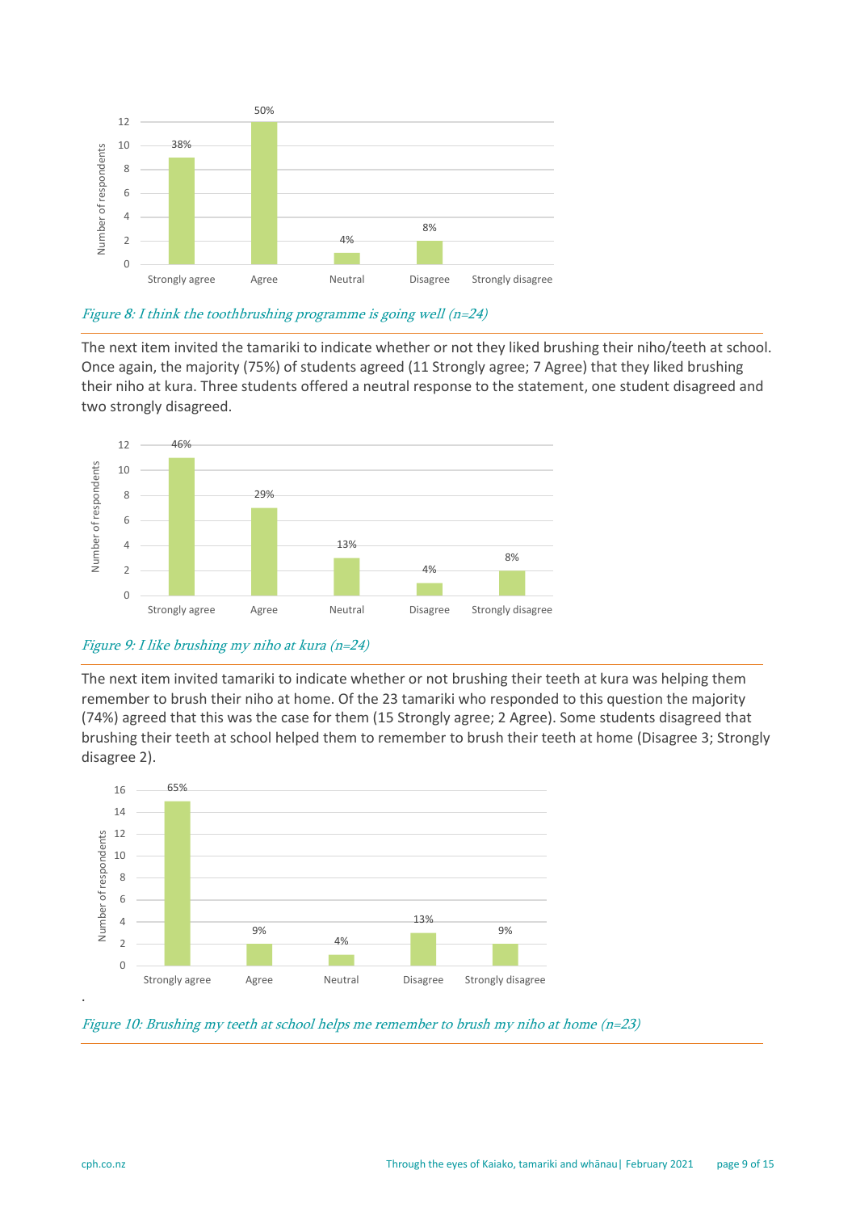*Figure 8: I think the toothbrushing programme is going well (n=24)*

The next item invited the tamariki to indicate whether or not they liked brushing their niho/teeth at school. Once again, the majority (75%) of students agreed (11 Strongly agree; 7 Agree) that they liked brushing their niho at kura. Three students offered a neutral response to the statement, one student disagreed and two strongly disagreed.

*Figure 9: I like brushing my niho at kura (n=24)*

The next item invited tamariki to indicate whether or not brushing their teeth at kura was helping them remember to brush their niho at home. Of the 23 tamariki who responded to this question the majority (74%) agreed that this was the case for them (15 Strongly agree; 2 Agree). Some students disagreed that brushing their teeth at school helped them to remember to brush their teeth at home (Disagree 3; Strongly disagree 2).

*Figure 10: Brushing my teeth at school helps me remember to brush my niho at home (n=23)*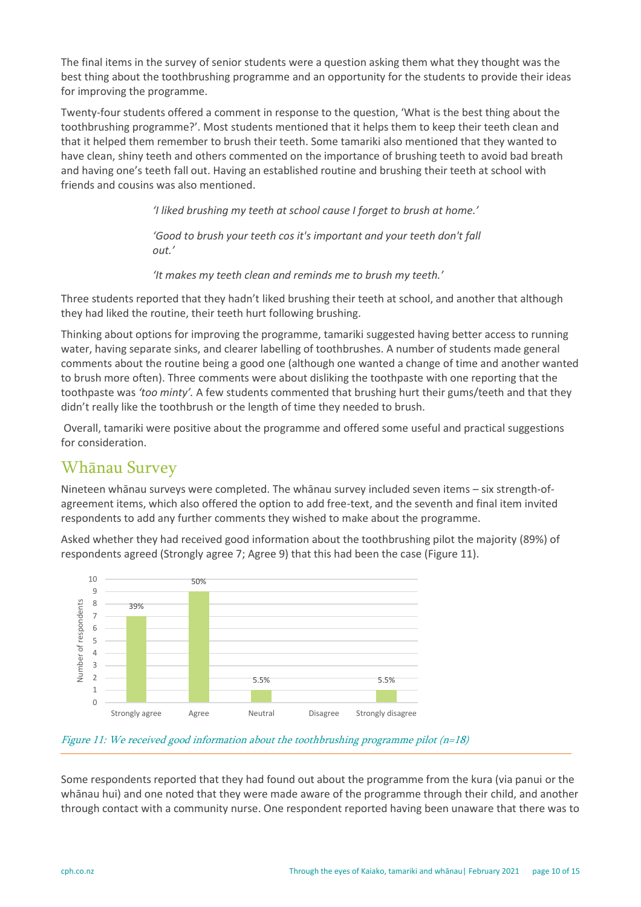The final items in the survey of senior students were a question asking them what they thought was the best thing about the toothbrushing programme and an opportunity for the students to provide their ideas for improving the programme.

Twenty-four students offered a comment in response to the question, 'What is the best thing about the toothbrushing programme?'. Most students mentioned that it helps them to keep their teeth clean and that it helped them remember to brush their teeth. Some tamariki also mentioned that they wanted to have clean, shiny teeth and others commented on the importance of brushing teeth to avoid bad breath and having one's teeth fall out. Having an established routine and brushing their teeth at school with friends and cousins was also mentioned.

> *'I liked brushing my teeth at school cause I forget to brush at home.'*
>
> *'Good to brush your teeth cos it's important and your teeth don't fall out.'*
>
> *'It makes my teeth clean and reminds me to brush my teeth.'*

Three students reported that they hadn't liked brushing their teeth at school, and another that although they had liked the routine, their teeth hurt following brushing.

Thinking about options for improving the programme, tamariki suggested having better access to running water, having separate sinks, and clearer labelling of toothbrushes. A number of students made general comments about the routine being a good one (although one wanted a change of time and another wanted to brush more often). Three comments were about disliking the toothpaste with one reporting that the toothpaste was *'too minty'*. A few students commented that brushing hurt their gums/teeth and that they didn't really like the toothbrush or the length of time they needed to brush.

Overall, tamariki were positive about the programme and offered some useful and practical suggestions for consideration.

## Whānau Survey

Nineteen whānau surveys were completed. The whānau survey included seven items – six strength-of-agreement items, which also offered the option to add free-text, and the seventh and final item invited respondents to add any further comments they wished to make about the programme.

Asked whether they had received good information about the toothbrushing pilot the majority (89%) of respondents agreed (Strongly agree 7; Agree 9) that this had been the case (Figure 11).

| Response | Number of respondents | Percentage |
|---|---|---|
| Strongly agree | 7 | 39% |
| Agree | 9 | 50% |
| Neutral | 1 | 5.5% |
| Disagree | 0 | |
| Strongly disagree | 1 | 5.5% |

*Figure 11: We received good information about the toothbrushing programme pilot (n=18)*

Some respondents reported that they had found out about the programme from the kura (via panui or the whānau hui) and one noted that they were made aware of the programme through their child, and another through contact with a community nurse. One respondent reported having been unaware that there was to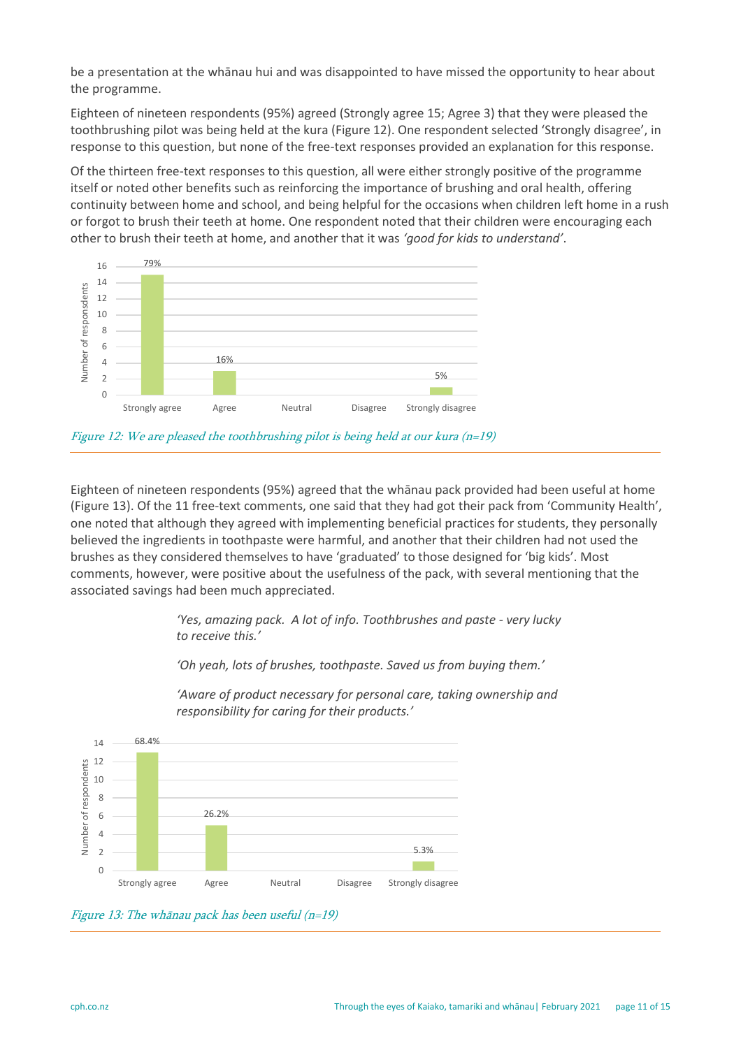be a presentation at the whānau hui and was disappointed to have missed the opportunity to hear about the programme.

Eighteen of nineteen respondents (95%) agreed (Strongly agree 15; Agree 3) that they were pleased the toothbrushing pilot was being held at the kura (Figure 12). One respondent selected 'Strongly disagree', in response to this question, but none of the free-text responses provided an explanation for this response.

Of the thirteen free-text responses to this question, all were either strongly positive of the programme itself or noted other benefits such as reinforcing the importance of brushing and oral health, offering continuity between home and school, and being helpful for the occasions when children left home in a rush or forgot to brush their teeth at home. One respondent noted that their children were encouraging each other to brush their teeth at home, and another that it was *'good for kids to understand'*.

*Figure 12: We are pleased the toothbrushing pilot is being held at our kura (n=19)*

Eighteen of nineteen respondents (95%) agreed that the whānau pack provided had been useful at home (Figure 13). Of the 11 free-text comments, one said that they had got their pack from 'Community Health', one noted that although they agreed with implementing beneficial practices for students, they personally believed the ingredients in toothpaste were harmful, and another that their children had not used the brushes as they considered themselves to have 'graduated' to those designed for 'big kids'. Most comments, however, were positive about the usefulness of the pack, with several mentioning that the associated savings had been much appreciated.

> *'Yes, amazing pack. A lot of info. Toothbrushes and paste - very lucky to receive this.'*
>
> *'Oh yeah, lots of brushes, toothpaste. Saved us from buying them.'*
>
> *'Aware of product necessary for personal care, taking ownership and responsibility for caring for their products.'*

*Figure 13: The whānau pack has been useful (n=19)*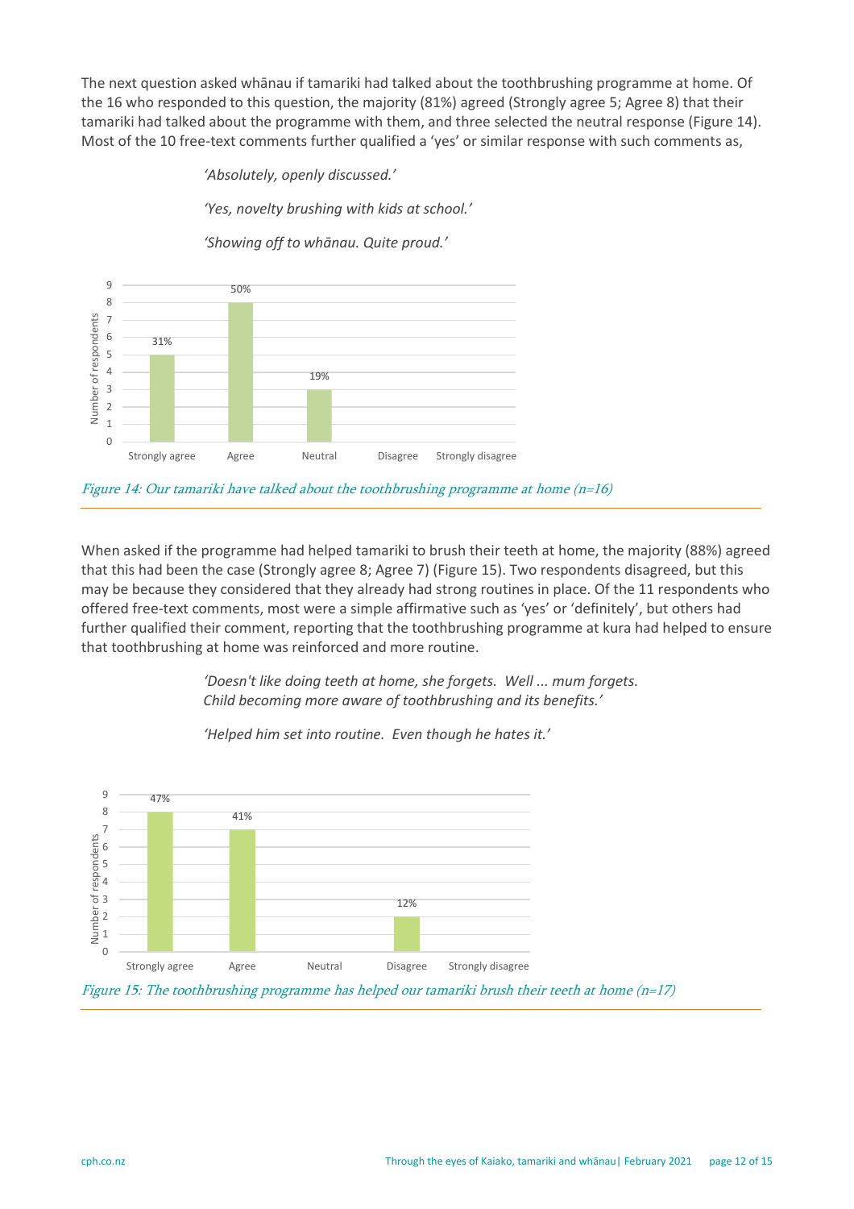The next question asked whānau if tamariki had talked about the toothbrushing programme at home. Of the 16 who responded to this question, the majority (81%) agreed (Strongly agree 5; Agree 8) that their tamariki had talked about the programme with them, and three selected the neutral response (Figure 14). Most of the 10 free-text comments further qualified a 'yes' or similar response with such comments as,

> *'Absolutely, openly discussed.'*
>
> *'Yes, novelty brushing with kids at school.'*
>
> *'Showing off to whānau. Quite proud.'*

| Response | Number of respondents | Percentage |
|---|---|---|
| Strongly agree | 5 | 31% |
| Agree | 8 | 50% |
| Neutral | 3 | 19% |
| Disagree | | |
| Strongly disagree | | |

*Figure 14: Our tamariki have talked about the toothbrushing programme at home (n=16)*

When asked if the programme had helped tamariki to brush their teeth at home, the majority (88%) agreed that this had been the case (Strongly agree 8; Agree 7) (Figure 15). Two respondents disagreed, but this may be because they considered that they already had strong routines in place. Of the 11 respondents who offered free-text comments, most were a simple affirmative such as 'yes' or 'definitely', but others had further qualified their comment, reporting that the toothbrushing programme at kura had helped to ensure that toothbrushing at home was reinforced and more routine.

> *'Doesn't like doing teeth at home, she forgets. Well ... mum forgets. Child becoming more aware of toothbrushing and its benefits.'*
>
> *'Helped him set into routine. Even though he hates it.'*

| Response | Number of respondents | Percentage |
|---|---|---|
| Strongly agree | 8 | 47% |
| Agree | 7 | 41% |
| Neutral | | |
| Disagree | 2 | 12% |
| Strongly disagree | | |

*Figure 15: The toothbrushing programme has helped our tamariki brush their teeth at home (n=17)*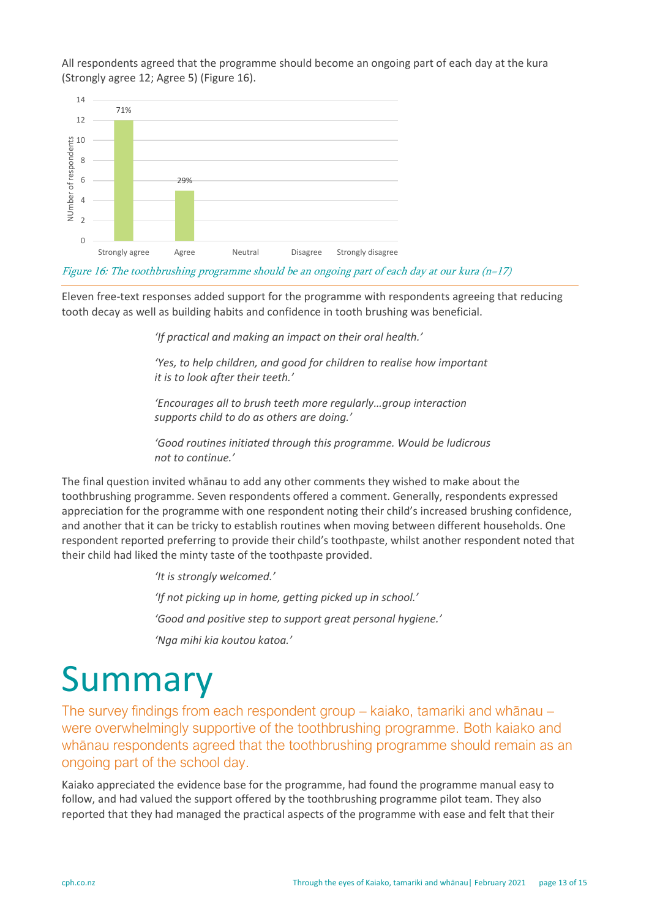All respondents agreed that the programme should become an ongoing part of each day at the kura (Strongly agree 12; Agree 5) (Figure 16).

*Figure 16: The toothbrushing programme should be an ongoing part of each day at our kura (n=17)*

Eleven free-text responses added support for the programme with respondents agreeing that reducing tooth decay as well as building habits and confidence in tooth brushing was beneficial.

> *'If practical and making an impact on their oral health.'*
>
> *'Yes, to help children, and good for children to realise how important it is to look after their teeth.'*
>
> *'Encourages all to brush teeth more regularly…group interaction supports child to do as others are doing.'*
>
> *'Good routines initiated through this programme. Would be ludicrous not to continue.'*

The final question invited whānau to add any other comments they wished to make about the toothbrushing programme. Seven respondents offered a comment. Generally, respondents expressed appreciation for the programme with one respondent noting their child's increased brushing confidence, and another that it can be tricky to establish routines when moving between different households. One respondent reported preferring to provide their child's toothpaste, whilst another respondent noted that their child had liked the minty taste of the toothpaste provided.

> *'It is strongly welcomed.'*
>
> *'If not picking up in home, getting picked up in school.'*
>
> *'Good and positive step to support great personal hygiene.'*
>
> *'Nga mihi kia koutou katoa.'*

# Summary

The survey findings from each respondent group – kaiako, tamariki and whānau – were overwhelmingly supportive of the toothbrushing programme. Both kaiako and whānau respondents agreed that the toothbrushing programme should remain as an ongoing part of the school day.

Kaiako appreciated the evidence base for the programme, had found the programme manual easy to follow, and had valued the support offered by the toothbrushing programme pilot team. They also reported that they had managed the practical aspects of the programme with ease and felt that their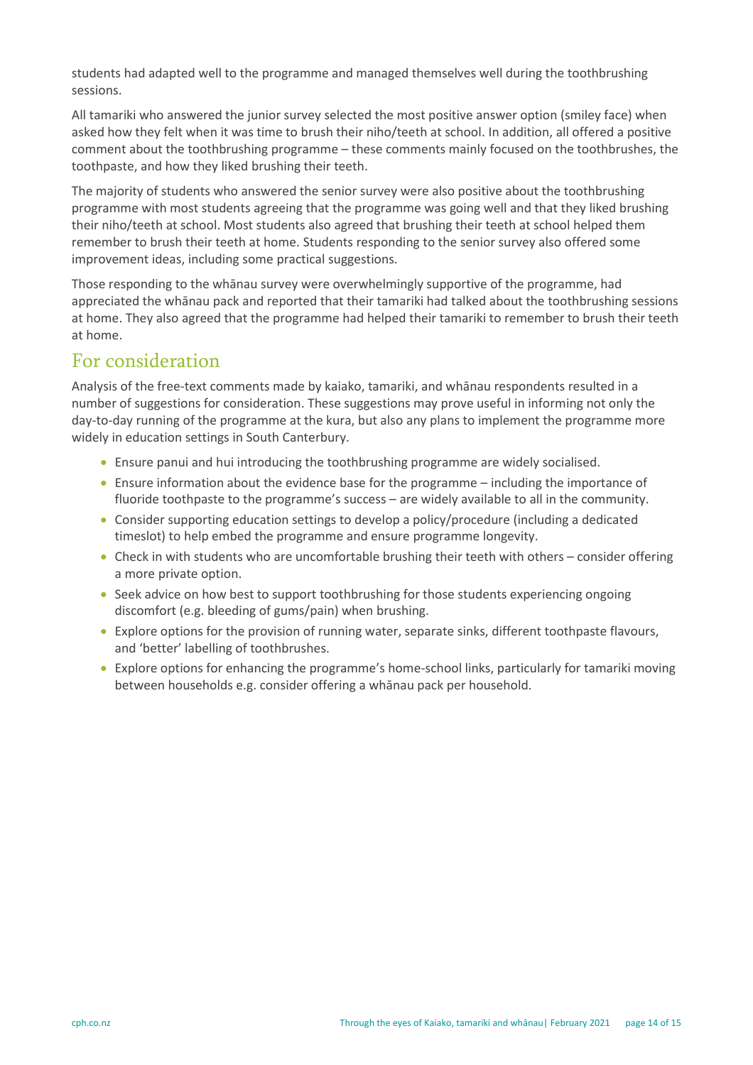students had adapted well to the programme and managed themselves well during the toothbrushing sessions.

All tamariki who answered the junior survey selected the most positive answer option (smiley face) when asked how they felt when it was time to brush their niho/teeth at school. In addition, all offered a positive comment about the toothbrushing programme – these comments mainly focused on the toothbrushes, the toothpaste, and how they liked brushing their teeth.

The majority of students who answered the senior survey were also positive about the toothbrushing programme with most students agreeing that the programme was going well and that they liked brushing their niho/teeth at school. Most students also agreed that brushing their teeth at school helped them remember to brush their teeth at home. Students responding to the senior survey also offered some improvement ideas, including some practical suggestions.

Those responding to the whānau survey were overwhelmingly supportive of the programme, had appreciated the whānau pack and reported that their tamariki had talked about the toothbrushing sessions at home. They also agreed that the programme had helped their tamariki to remember to brush their teeth at home.

## For consideration

Analysis of the free-text comments made by kaiako, tamariki, and whānau respondents resulted in a number of suggestions for consideration. These suggestions may prove useful in informing not only the day-to-day running of the programme at the kura, but also any plans to implement the programme more widely in education settings in South Canterbury.

- Ensure panui and hui introducing the toothbrushing programme are widely socialised.
- Ensure information about the evidence base for the programme – including the importance of fluoride toothpaste to the programme's success – are widely available to all in the community.
- Consider supporting education settings to develop a policy/procedure (including a dedicated timeslot) to help embed the programme and ensure programme longevity.
- Check in with students who are uncomfortable brushing their teeth with others – consider offering a more private option.
- Seek advice on how best to support toothbrushing for those students experiencing ongoing discomfort (e.g. bleeding of gums/pain) when brushing.
- Explore options for the provision of running water, separate sinks, different toothpaste flavours, and 'better' labelling of toothbrushes.
- Explore options for enhancing the programme's home-school links, particularly for tamariki moving between households e.g. consider offering a whānau pack per household.